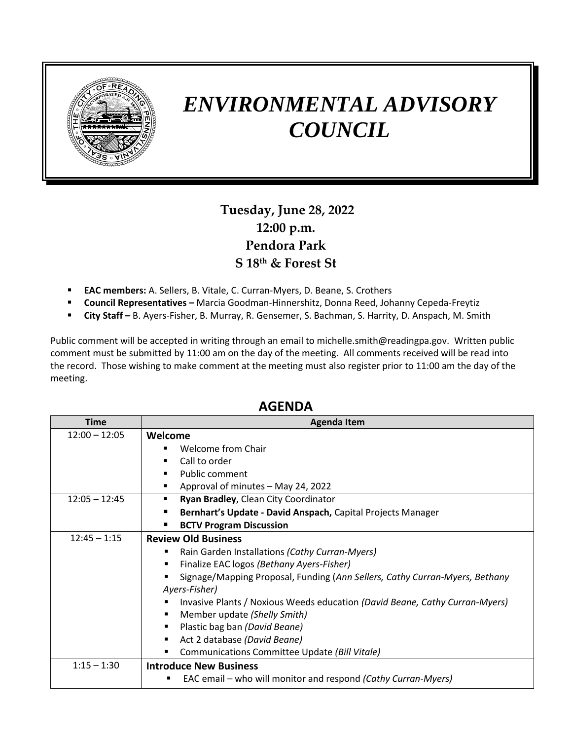# *ENVIRONMENTAL ADVISORY COUNCIL*

**Tuesday, June 28, 2022**
**12:00 p.m.**
**Pendora Park**
**S 18th & Forest St**

- **EAC members:** A. Sellers, B. Vitale, C. Curran-Myers, D. Beane, S. Crothers
- **Council Representatives –** Marcia Goodman-Hinnershitz, Donna Reed, Johanny Cepeda-Freytiz
- **City Staff –** B. Ayers-Fisher, B. Murray, R. Gensemer, S. Bachman, S. Harrity, D. Anspach, M. Smith

Public comment will be accepted in writing through an email to michelle.smith@readingpa.gov. Written public comment must be submitted by 11:00 am on the day of the meeting. All comments received will be read into the record. Those wishing to make comment at the meeting must also register prior to 11:00 am the day of the meeting.

## AGENDA

| Time | Agenda Item |
|---|---|
| 12:00 – 12:05 | **Welcome**<br>▪ Welcome from Chair<br>▪ Call to order<br>▪ Public comment<br>▪ Approval of minutes – May 24, 2022 |
| 12:05 – 12:45 | ▪ **Ryan Bradley**, Clean City Coordinator<br>▪ **Bernhart's Update - David Anspach,** Capital Projects Manager<br>▪ **BCTV Program Discussion** |
| 12:45 – 1:15 | **Review Old Business**<br>▪ Rain Garden Installations *(Cathy Curran-Myers)*<br>▪ Finalize EAC logos *(Bethany Ayers-Fisher)*<br>▪ Signage/Mapping Proposal, Funding (*Ann Sellers, Cathy Curran-Myers, Bethany Ayers-Fisher)*<br>▪ Invasive Plants / Noxious Weeds education *(David Beane, Cathy Curran-Myers)*<br>▪ Member update *(Shelly Smith)*<br>▪ Plastic bag ban *(David Beane)*<br>▪ Act 2 database *(David Beane)*<br>▪ Communications Committee Update *(Bill Vitale)* |
| 1:15 – 1:30 | **Introduce New Business**<br>▪ EAC email – who will monitor and respond *(Cathy Curran-Myers)* |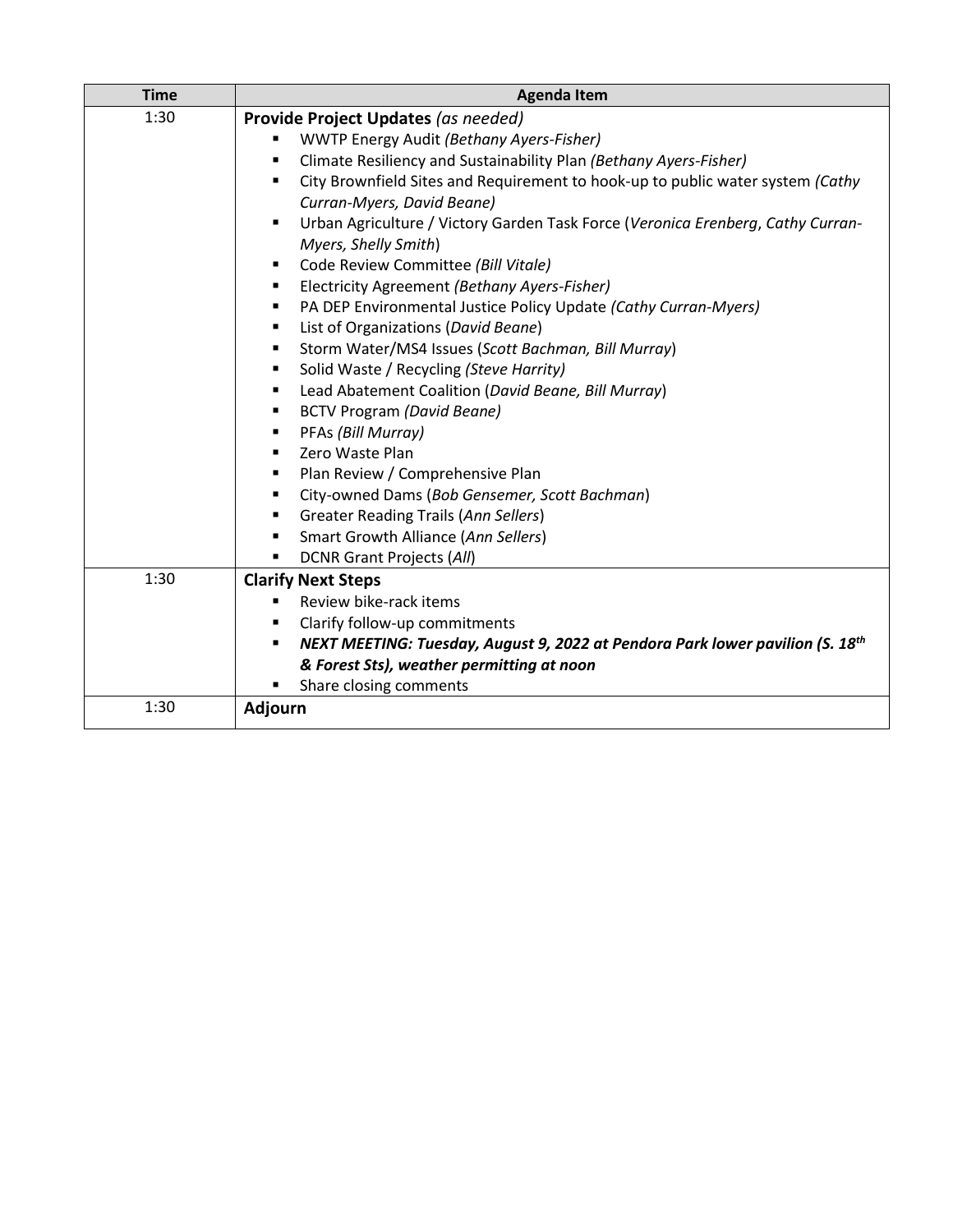| Time | Agenda Item |
|---|---|
| 1:30 | **Provide Project Updates** *(as needed)*<br>▪ WWTP Energy Audit *(Bethany Ayers-Fisher)*<br>▪ Climate Resiliency and Sustainability Plan *(Bethany Ayers-Fisher)*<br>▪ City Brownfield Sites and Requirement to hook-up to public water system *(Cathy Curran-Myers, David Beane)*<br>▪ Urban Agriculture / Victory Garden Task Force (*Veronica Erenberg*, *Cathy Curran-Myers, Shelly Smith*)<br>▪ Code Review Committee *(Bill Vitale)*<br>▪ Electricity Agreement *(Bethany Ayers-Fisher)*<br>▪ PA DEP Environmental Justice Policy Update *(Cathy Curran-Myers)*<br>▪ List of Organizations (*David Beane*)<br>▪ Storm Water/MS4 Issues (*Scott Bachman, Bill Murray*)<br>▪ Solid Waste / Recycling *(Steve Harrity)*<br>▪ Lead Abatement Coalition (*David Beane, Bill Murray*)<br>▪ BCTV Program *(David Beane)*<br>▪ PFAs *(Bill Murray)*<br>▪ Zero Waste Plan<br>▪ Plan Review / Comprehensive Plan<br>▪ City-owned Dams (*Bob Gensemer, Scott Bachman*)<br>▪ Greater Reading Trails (*Ann Sellers*)<br>▪ Smart Growth Alliance (*Ann Sellers*)<br>▪ DCNR Grant Projects (*All*) |
| 1:30 | **Clarify Next Steps**<br>▪ Review bike-rack items<br>▪ Clarify follow-up commitments<br>▪ ***NEXT MEETING: Tuesday, August 9, 2022 at Pendora Park lower pavilion (S. 18th & Forest Sts), weather permitting at noon***<br>▪ Share closing comments |
| 1:30 | **Adjourn** |